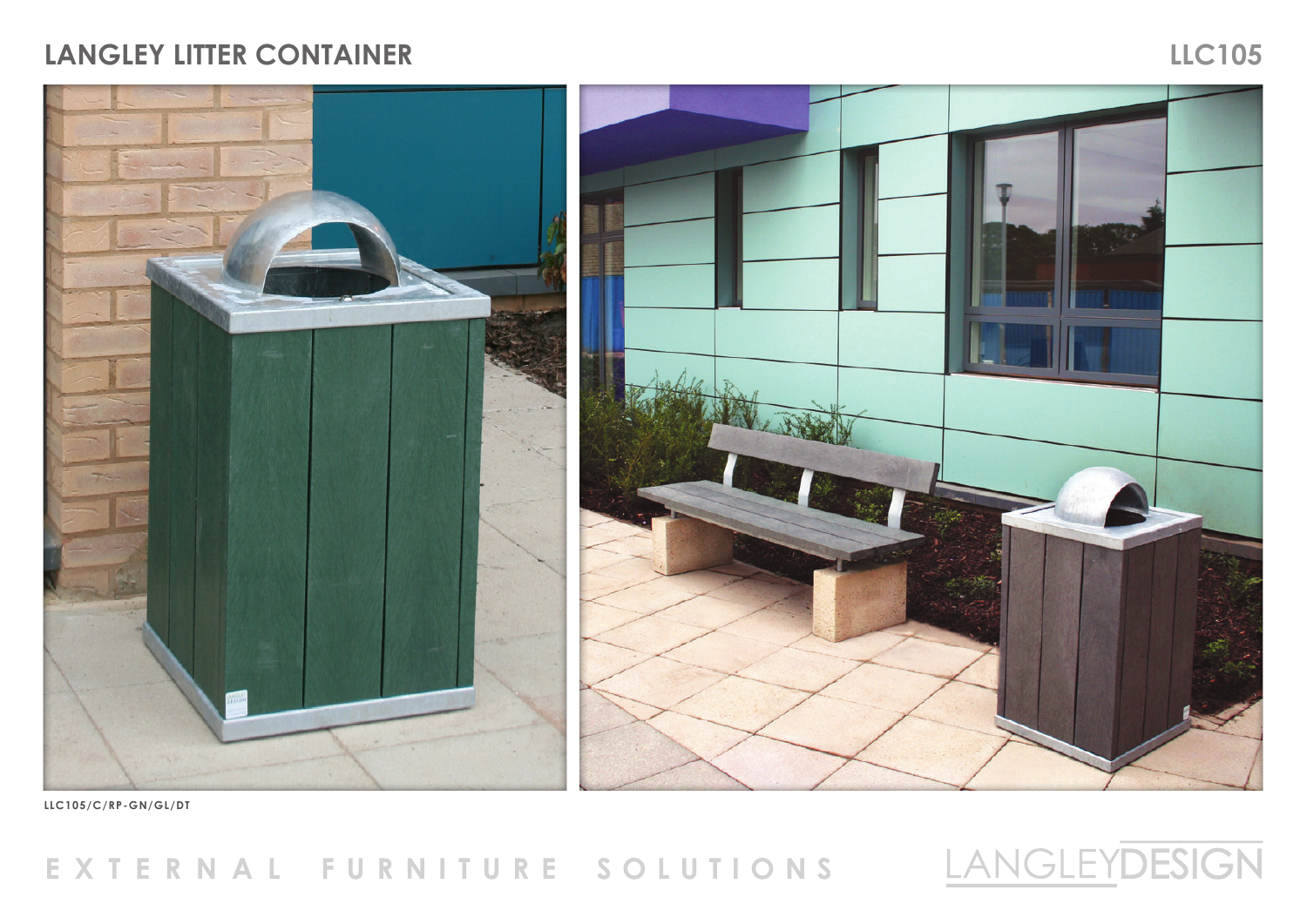# LANGLEY LITTER CONTAINER

LLC105

LLC105/C/RP-GN/GL/DT

EXTERNAL FURNITURE SOLUTIONS

LANGLEYDESIGN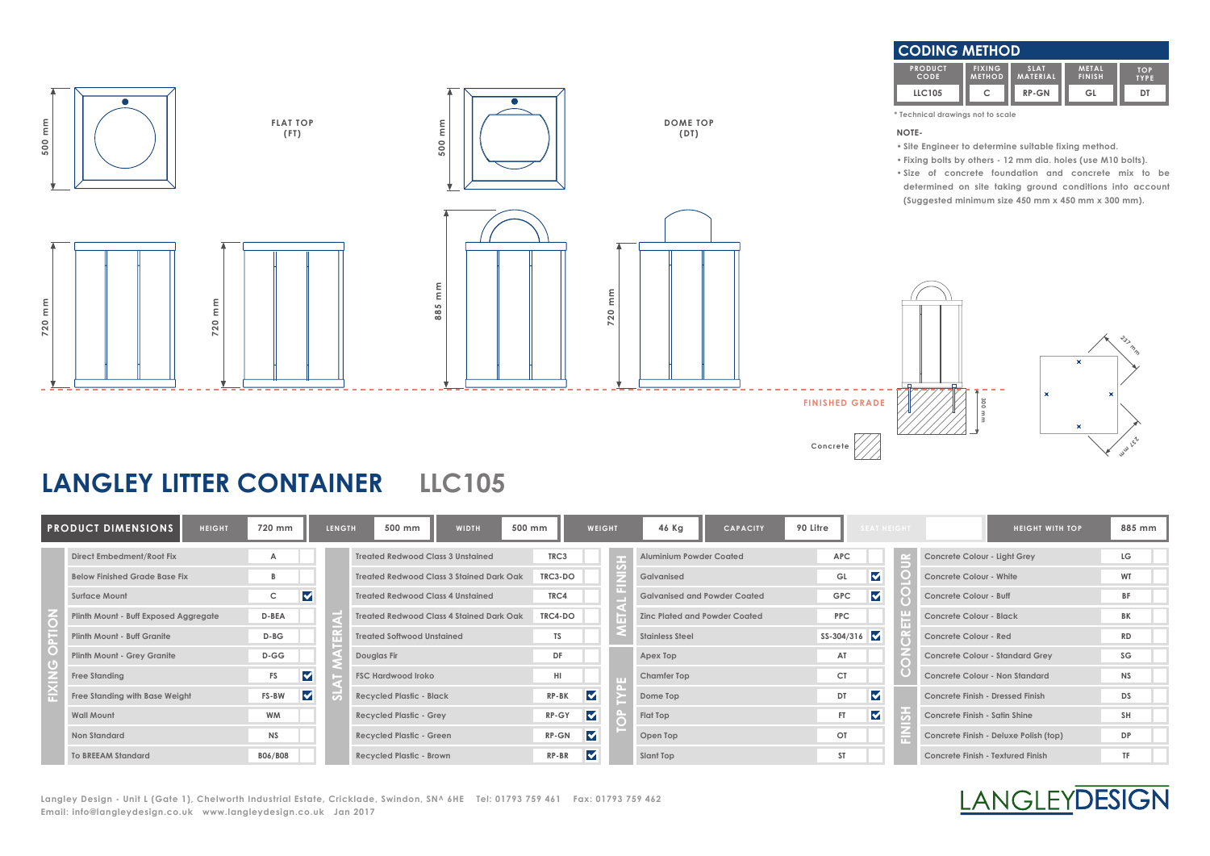## CODING METHOD

| PRODUCT CODE | FIXING METHOD | SLAT MATERIAL | METAL FINISH | TOP TYPE |
|---|---|---|---|---|
| LLC105 | C | RP-GN | GL | DT |

* Technical drawings not to scale

**NOTE-**

- Site Engineer to determine suitable fixing method.
- Fixing bolts by others - 12 mm dia. holes (use M10 bolts).
- Size of concrete foundation and concrete mix to be determined on site taking ground conditions into account (Suggested minimum size 450 mm x 450 mm x 300 mm).

FLAT TOP (FT)

DOME TOP (DT)

500 mm

720 mm

885 mm

FINISHED GRADE

Concrete

300 mm

237 mm

# LANGLEY LITTER CONTAINER LLC105

| PRODUCT DIMENSIONS | HEIGHT | 720 mm | LENGTH | 500 mm | WIDTH | 500 mm | WEIGHT | 46 Kg | CAPACITY | 90 Litre | SEAT HEIGHT | | HEIGHT WITH TOP | 885 mm |
|---|---|---|---|---|---|---|---|---|---|---|---|---|---|---|

| FIXING OPTION | | | | SLAT MATERIAL | | | | METAL FINISH | | | | CONCRETE COLOUR | | |
|---|---|---|---|---|---|---|---|---|---|---|---|---|---|---|
| | Direct Embedment/Root Fix | A | | | Treated Redwood Class 3 Unstained | TRC3 | | | Aluminium Powder Coated | APC | | | Concrete Colour - Light Grey | LG |
| | Below Finished Grade Base Fix | B | | | Treated Redwood Class 3 Stained Dark Oak | TRC3-DO | | | Galvanised | GL | ☑ | | Concrete Colour - White | WT |
| | Surface Mount | C | ☑ | | Treated Redwood Class 4 Unstained | TRC4 | | | Galvanised and Powder Coated | GPC | ☑ | | Concrete Colour - Buff | BF |
| | Plinth Mount - Buff Exposed Aggregate | D-BEA | | | Treated Redwood Class 4 Stained Dark Oak | TRC4-DO | | | Zinc Plated and Powder Coated | PPC | | | Concrete Colour - Black | BK |
| | Plinth Mount - Buff Granite | D-BG | | | Treated Softwood Unstained | TS | | | Stainless Steel | SS-304/316 | ☑ | | Concrete Colour - Red | RD |
| | Plinth Mount - Grey Granite | D-GG | | | Douglas Fir | DF | | TOP TYPE | Apex Top | AT | | | Concrete Colour - Standard Grey | SG |
| | Free Standing | FS | ☑ | | FSC Hardwood Iroko | HI | | | Chamfer Top | CT | | | Concrete Colour - Non Standard | NS |
| | Free Standing with Base Weight | FS-BW | ☑ | | Recycled Plastic - Black | RP-BK | ☑ | | Dome Top | DT | ☑ | FINISH | Concrete Finish - Dressed Finish | DS |
| | Wall Mount | WM | | | Recycled Plastic - Grey | RP-GY | ☑ | | Flat Top | FT | ☑ | | Concrete Finish - Satin Shine | SH |
| | Non Standard | NS | | | Recycled Plastic - Green | RP-GN | ☑ | | Open Top | OT | | | Concrete Finish - Deluxe Polish (top) | DP |
| | To BREEAM Standard | B06/B08 | | | Recycled Plastic - Brown | RP-BR | ☑ | | Slant Top | ST | | | Concrete Finish - Textured Finish | TF |

Langley Design - Unit L (Gate 1), Chelworth Industrial Estate, Cricklade, Swindon, SN^ 6HE Tel: 01793 759 461 Fax: 01793 759 462
Email: info@langleydesign.co.uk www.langleydesign.co.uk Jan 2017

LANGLEYDESIGN